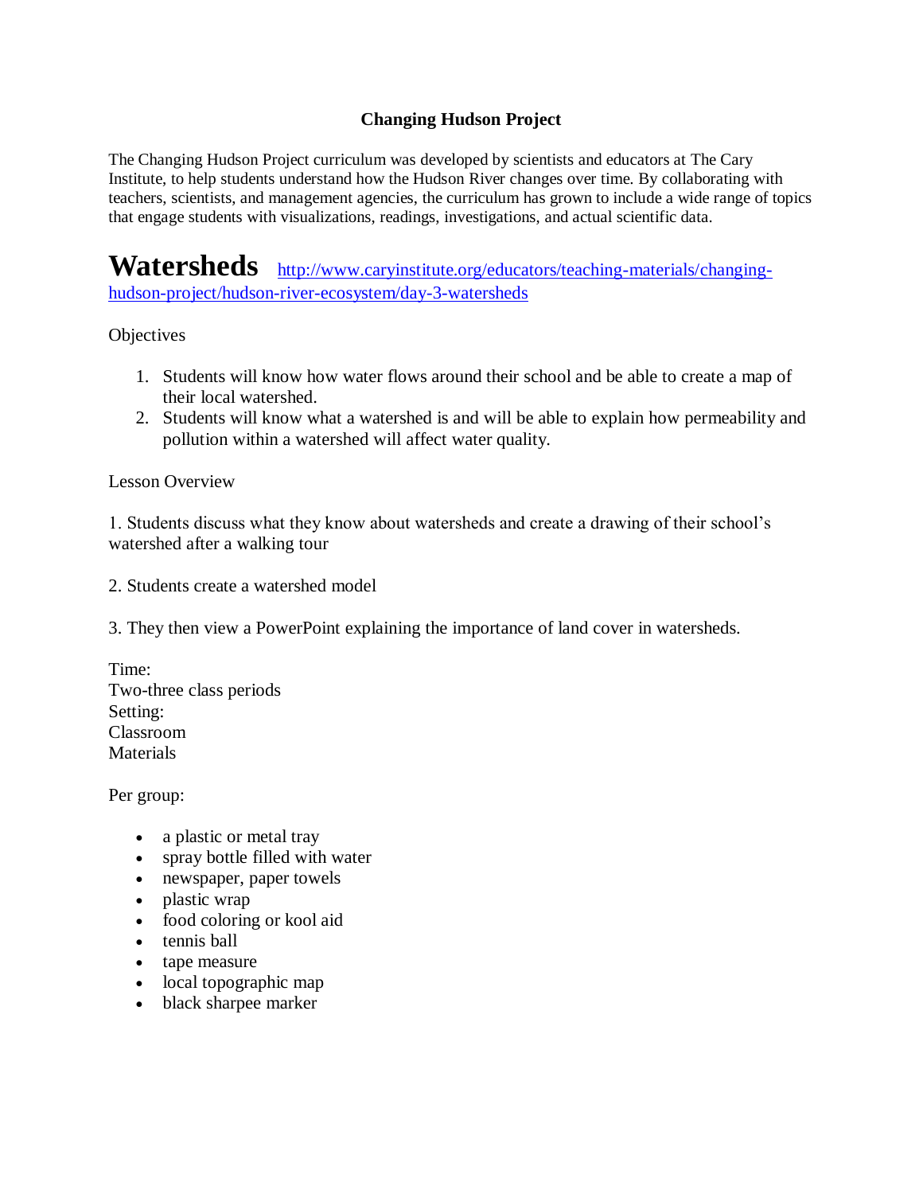**Changing Hudson Project**

The Changing Hudson Project curriculum was developed by scientists and educators at The Cary Institute, to help students understand how the Hudson River changes over time. By collaborating with teachers, scientists, and management agencies, the curriculum has grown to include a wide range of topics that engage students with visualizations, readings, investigations, and actual scientific data.

# Watersheds [http://www.caryinstitute.org/educators/teaching-materials/changing-hudson-project/hudson-river-ecosystem/day-3-watersheds](http://www.caryinstitute.org/educators/teaching-materials/changing-hudson-project/hudson-river-ecosystem/day-3-watersheds)

Objectives

1. Students will know how water flows around their school and be able to create a map of their local watershed.
2. Students will know what a watershed is and will be able to explain how permeability and pollution within a watershed will affect water quality.

Lesson Overview

1. Students discuss what they know about watersheds and create a drawing of their school's watershed after a walking tour

2. Students create a watershed model

3. They then view a PowerPoint explaining the importance of land cover in watersheds.

Time:
Two-three class periods
Setting:
Classroom
Materials

Per group:

- a plastic or metal tray
- spray bottle filled with water
- newspaper, paper towels
- plastic wrap
- food coloring or kool aid
- tennis ball
- tape measure
- local topographic map
- black sharpee marker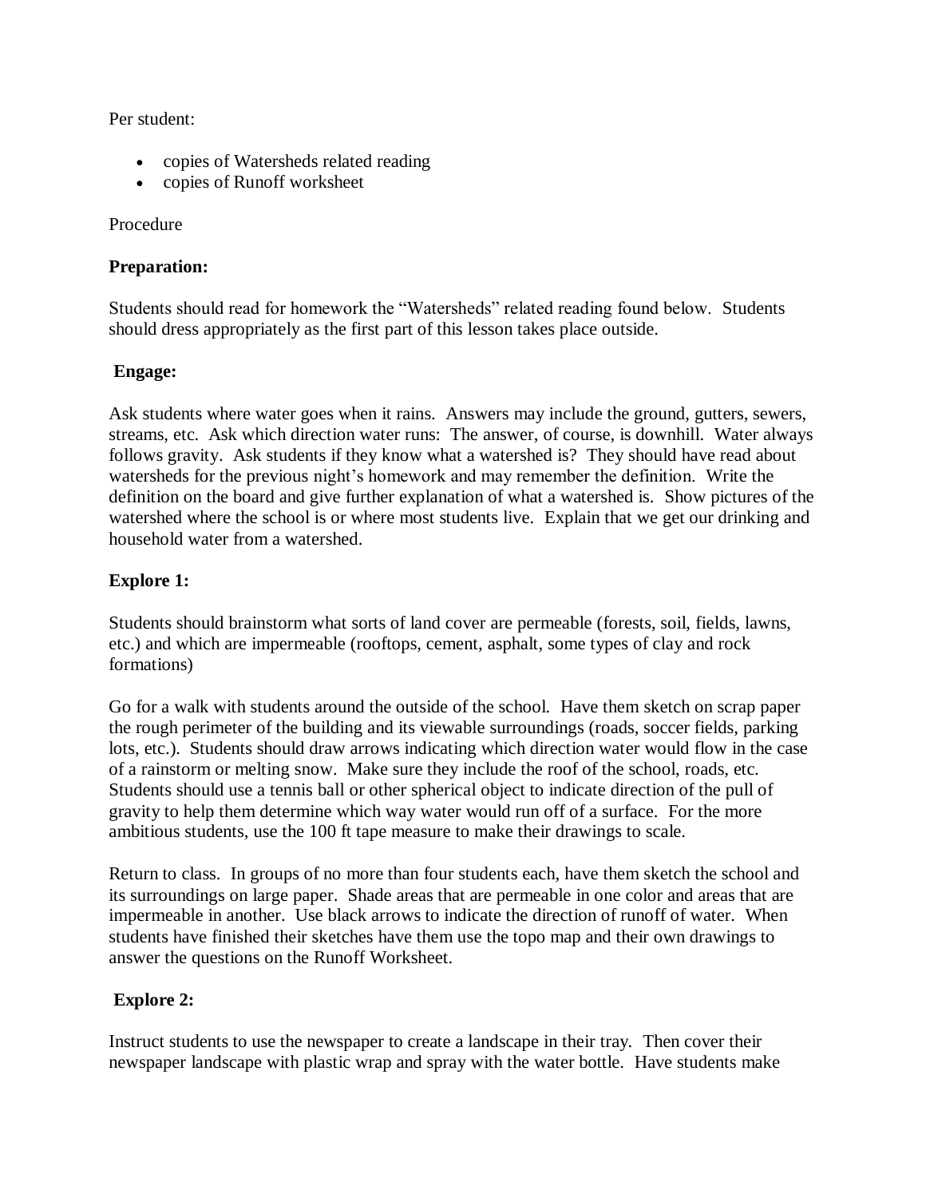Per student:

- copies of Watersheds related reading
- copies of Runoff worksheet

Procedure

**Preparation:**

Students should read for homework the "Watersheds" related reading found below. Students should dress appropriately as the first part of this lesson takes place outside.

**Engage:**

Ask students where water goes when it rains. Answers may include the ground, gutters, sewers, streams, etc. Ask which direction water runs: The answer, of course, is downhill. Water always follows gravity. Ask students if they know what a watershed is? They should have read about watersheds for the previous night's homework and may remember the definition. Write the definition on the board and give further explanation of what a watershed is. Show pictures of the watershed where the school is or where most students live. Explain that we get our drinking and household water from a watershed.

**Explore 1:**

Students should brainstorm what sorts of land cover are permeable (forests, soil, fields, lawns, etc.) and which are impermeable (rooftops, cement, asphalt, some types of clay and rock formations)

Go for a walk with students around the outside of the school. Have them sketch on scrap paper the rough perimeter of the building and its viewable surroundings (roads, soccer fields, parking lots, etc.). Students should draw arrows indicating which direction water would flow in the case of a rainstorm or melting snow. Make sure they include the roof of the school, roads, etc. Students should use a tennis ball or other spherical object to indicate direction of the pull of gravity to help them determine which way water would run off of a surface. For the more ambitious students, use the 100 ft tape measure to make their drawings to scale.

Return to class. In groups of no more than four students each, have them sketch the school and its surroundings on large paper. Shade areas that are permeable in one color and areas that are impermeable in another. Use black arrows to indicate the direction of runoff of water. When students have finished their sketches have them use the topo map and their own drawings to answer the questions on the Runoff Worksheet.

**Explore 2:**

Instruct students to use the newspaper to create a landscape in their tray. Then cover their newspaper landscape with plastic wrap and spray with the water bottle. Have students make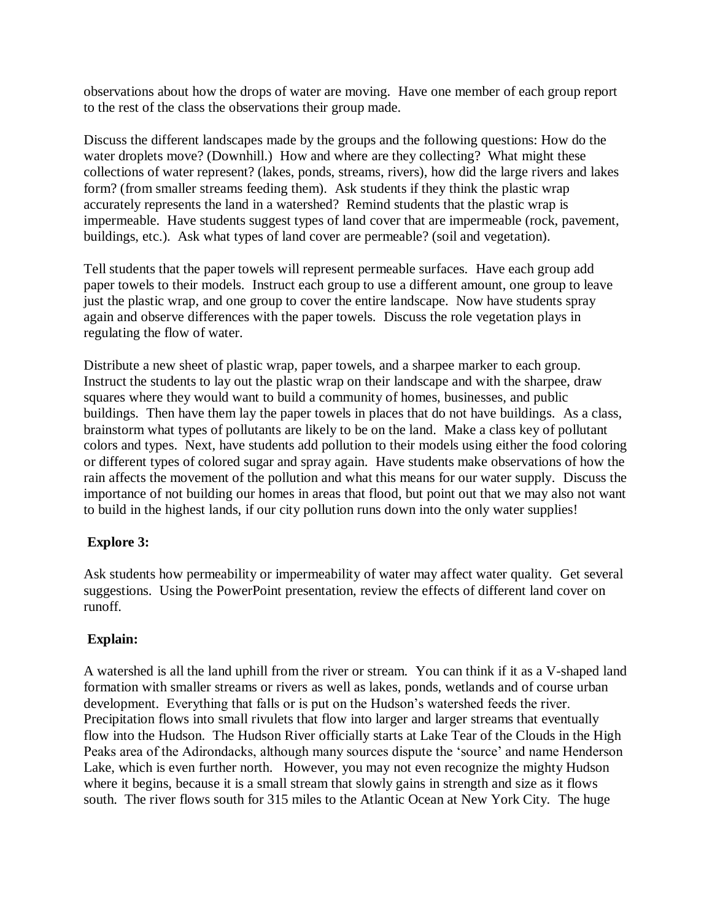observations about how the drops of water are moving. Have one member of each group report to the rest of the class the observations their group made.

Discuss the different landscapes made by the groups and the following questions: How do the water droplets move? (Downhill.) How and where are they collecting? What might these collections of water represent? (lakes, ponds, streams, rivers), how did the large rivers and lakes form? (from smaller streams feeding them). Ask students if they think the plastic wrap accurately represents the land in a watershed? Remind students that the plastic wrap is impermeable. Have students suggest types of land cover that are impermeable (rock, pavement, buildings, etc.). Ask what types of land cover are permeable? (soil and vegetation).

Tell students that the paper towels will represent permeable surfaces. Have each group add paper towels to their models. Instruct each group to use a different amount, one group to leave just the plastic wrap, and one group to cover the entire landscape. Now have students spray again and observe differences with the paper towels. Discuss the role vegetation plays in regulating the flow of water.

Distribute a new sheet of plastic wrap, paper towels, and a sharpee marker to each group. Instruct the students to lay out the plastic wrap on their landscape and with the sharpee, draw squares where they would want to build a community of homes, businesses, and public buildings. Then have them lay the paper towels in places that do not have buildings. As a class, brainstorm what types of pollutants are likely to be on the land. Make a class key of pollutant colors and types. Next, have students add pollution to their models using either the food coloring or different types of colored sugar and spray again. Have students make observations of how the rain affects the movement of the pollution and what this means for our water supply. Discuss the importance of not building our homes in areas that flood, but point out that we may also not want to build in the highest lands, if our city pollution runs down into the only water supplies!

**Explore 3:**

Ask students how permeability or impermeability of water may affect water quality. Get several suggestions. Using the PowerPoint presentation, review the effects of different land cover on runoff.

**Explain:**

A watershed is all the land uphill from the river or stream. You can think if it as a V-shaped land formation with smaller streams or rivers as well as lakes, ponds, wetlands and of course urban development. Everything that falls or is put on the Hudson's watershed feeds the river. Precipitation flows into small rivulets that flow into larger and larger streams that eventually flow into the Hudson. The Hudson River officially starts at Lake Tear of the Clouds in the High Peaks area of the Adirondacks, although many sources dispute the 'source' and name Henderson Lake, which is even further north. However, you may not even recognize the mighty Hudson where it begins, because it is a small stream that slowly gains in strength and size as it flows south. The river flows south for 315 miles to the Atlantic Ocean at New York City. The huge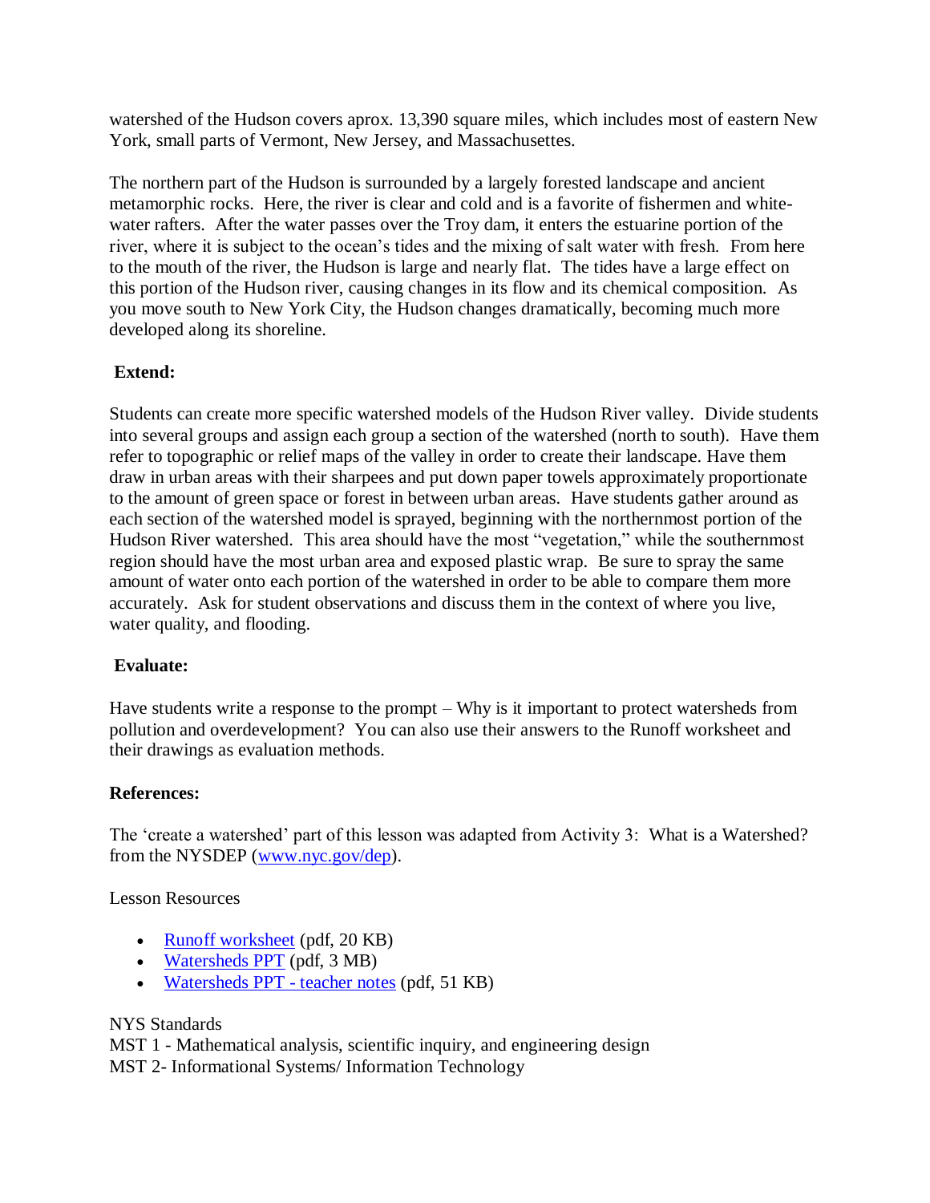watershed of the Hudson covers aprox. 13,390 square miles, which includes most of eastern New York, small parts of Vermont, New Jersey, and Massachusettes.

The northern part of the Hudson is surrounded by a largely forested landscape and ancient metamorphic rocks. Here, the river is clear and cold and is a favorite of fishermen and white-water rafters. After the water passes over the Troy dam, it enters the estuarine portion of the river, where it is subject to the ocean's tides and the mixing of salt water with fresh. From here to the mouth of the river, the Hudson is large and nearly flat. The tides have a large effect on this portion of the Hudson river, causing changes in its flow and its chemical composition. As you move south to New York City, the Hudson changes dramatically, becoming much more developed along its shoreline.

**Extend:**

Students can create more specific watershed models of the Hudson River valley. Divide students into several groups and assign each group a section of the watershed (north to south). Have them refer to topographic or relief maps of the valley in order to create their landscape. Have them draw in urban areas with their sharpees and put down paper towels approximately proportionate to the amount of green space or forest in between urban areas. Have students gather around as each section of the watershed model is sprayed, beginning with the northernmost portion of the Hudson River watershed. This area should have the most "vegetation," while the southernmost region should have the most urban area and exposed plastic wrap. Be sure to spray the same amount of water onto each portion of the watershed in order to be able to compare them more accurately. Ask for student observations and discuss them in the context of where you live, water quality, and flooding.

**Evaluate:**

Have students write a response to the prompt – Why is it important to protect watersheds from pollution and overdevelopment? You can also use their answers to the Runoff worksheet and their drawings as evaluation methods.

**References:**

The 'create a watershed' part of this lesson was adapted from Activity 3: What is a Watershed? from the NYSDEP (www.nyc.gov/dep).

Lesson Resources

- Runoff worksheet (pdf, 20 KB)
- Watersheds PPT (pdf, 3 MB)
- Watersheds PPT - teacher notes (pdf, 51 KB)

NYS Standards
MST 1 - Mathematical analysis, scientific inquiry, and engineering design
MST 2- Informational Systems/ Information Technology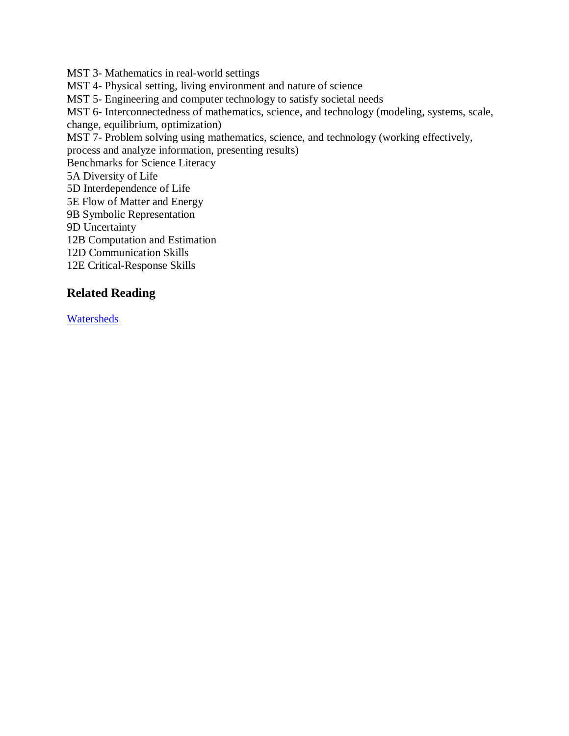MST 3- Mathematics in real-world settings
MST 4- Physical setting, living environment and nature of science
MST 5- Engineering and computer technology to satisfy societal needs
MST 6- Interconnectedness of mathematics, science, and technology (modeling, systems, scale, change, equilibrium, optimization)
MST 7- Problem solving using mathematics, science, and technology (working effectively, process and analyze information, presenting results)
Benchmarks for Science Literacy
5A Diversity of Life
5D Interdependence of Life
5E Flow of Matter and Energy
9B Symbolic Representation
9D Uncertainty
12B Computation and Estimation
12D Communication Skills
12E Critical-Response Skills

## Related Reading

Watersheds